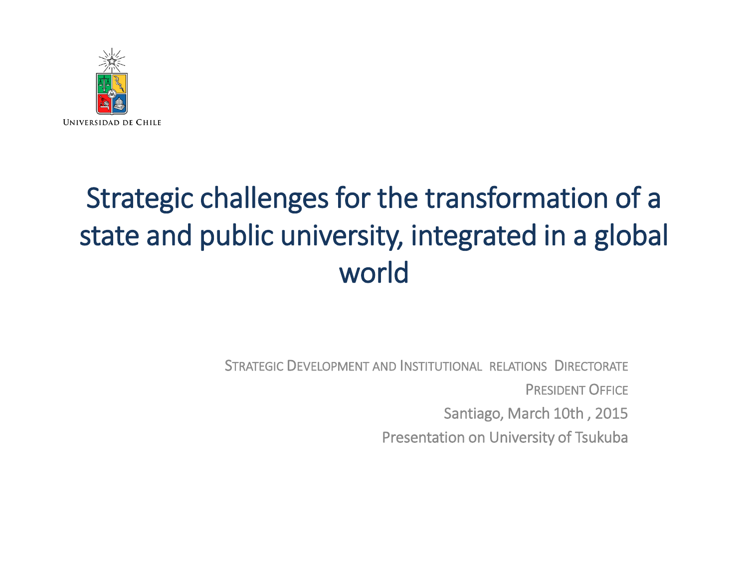Universidad de Chile

# Strategic challenges for the transformation of a state and public university, integrated in a global world

Strategic Development and Institutional relations Directorate

President Office

Santiago, March 10th , 2015

Presentation on University of Tsukuba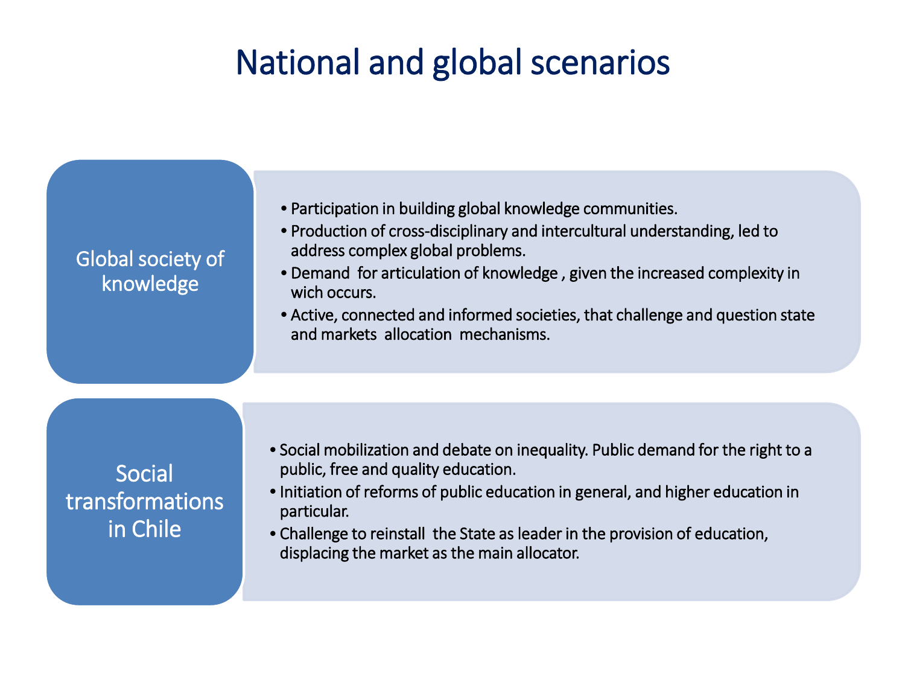# National and global scenarios

## Global society of knowledge

- Participation in building global knowledge communities.
- Production of cross-disciplinary and intercultural understanding, led to address complex global problems.
- Demand for articulation of knowledge , given the increased complexity in wich occurs.
- Active, connected and informed societies, that challenge and question state and markets allocation mechanisms.

## Social transformations in Chile

- Social mobilization and debate on inequality. Public demand for the right to a public, free and quality education.
- Initiation of reforms of public education in general, and higher education in particular.
- Challenge to reinstall the State as leader in the provision of education, displacing the market as the main allocator.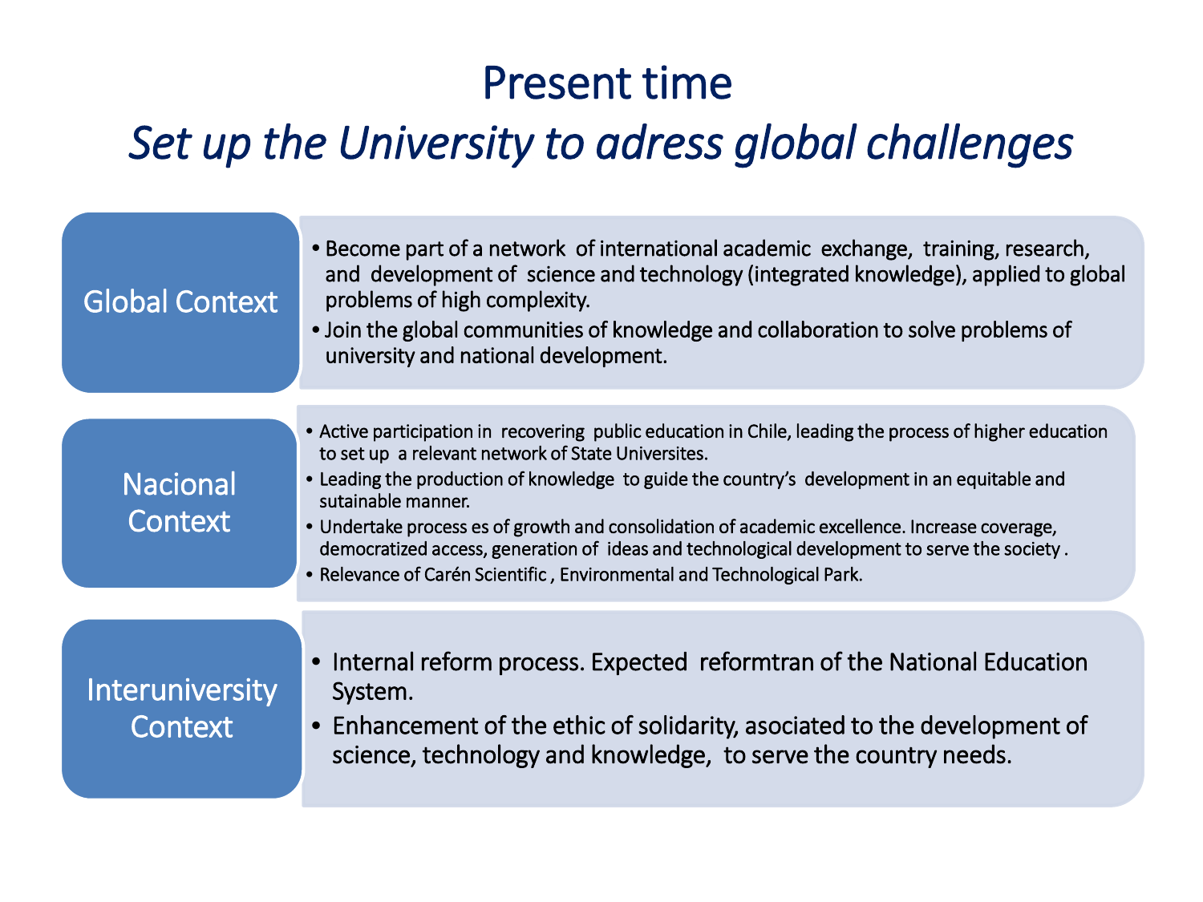# Present time

## *Set up the University to adress global challenges*

### Global Context

- Become part of a network of international academic exchange, training, research, and development of science and technology (integrated knowledge), applied to global problems of high complexity.
- Join the global communities of knowledge and collaboration to solve problems of university and national development.

### Nacional Context

- Active participation in recovering public education in Chile, leading the process of higher education to set up a relevant network of State Universites.
- Leading the production of knowledge to guide the country's development in an equitable and sutainable manner.
- Undertake process es of growth and consolidation of academic excellence. Increase coverage, democratized access, generation of ideas and technological development to serve the society .
- Relevance of Carén Scientific , Environmental and Technological Park.

### Interuniversity Context

- Internal reform process. Expected reformtran of the National Education System.
- Enhancement of the ethic of solidarity, asociated to the development of science, technology and knowledge, to serve the country needs.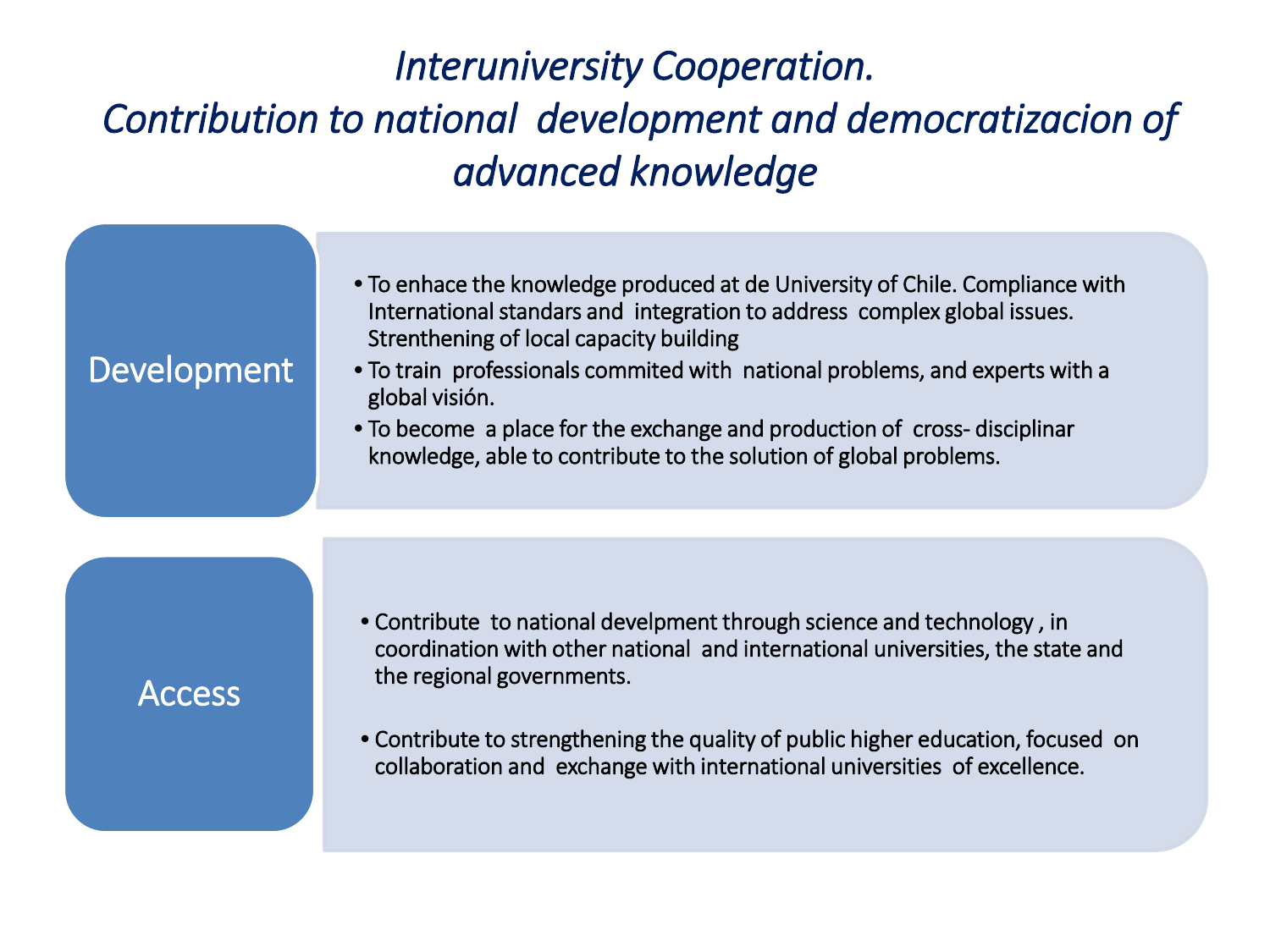# *Interuniversity Cooperation.*
# *Contribution to national development and democratizacion of advanced knowledge*

## Development

- To enhace the knowledge produced at de University of Chile. Compliance with International standards and integration to address complex global issues. Strenthening of local capacity building
- To train professionals commited with national problems, and experts with a global visión.
- To become a place for the exchange and production of cross- disciplinar knowledge, able to contribute to the solution of global problems.

## Access

- Contribute to national develpment through science and technology , in coordination with other national and international universities, the state and the regional governments.
- Contribute to strengthening the quality of public higher education, focused on collaboration and exchange with international universities of excellence.